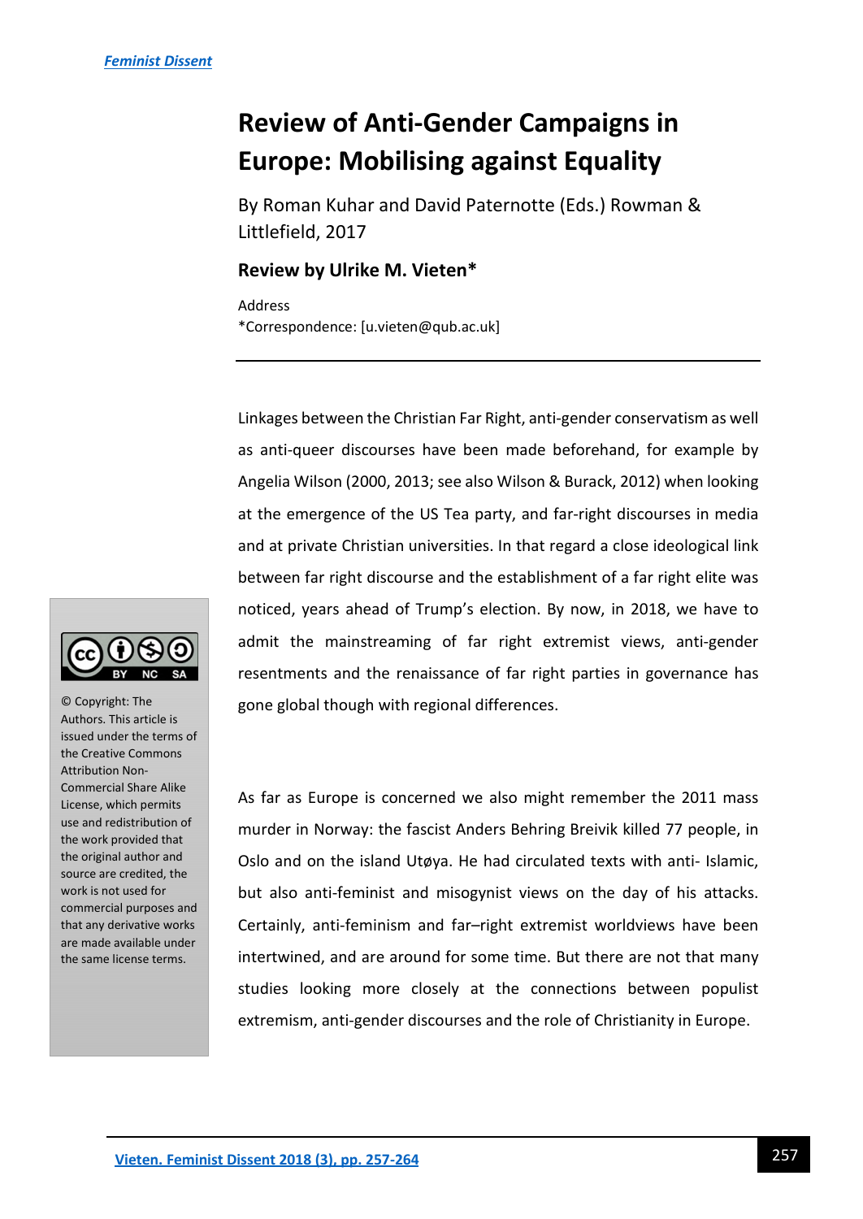# Review of Anti-Gender Campaigns in Europe: Mobilising against Equality

By Roman Kuhar and David Paternotte (Eds.) Rowman & Littlefield, 2017

### Review by Ulrike M. Vieten*

Address
*Correspondence: [u.vieten@qub.ac.uk]

---

© Copyright: The Authors. This article is issued under the terms of the Creative Commons Attribution Non-Commercial Share Alike License, which permits use and redistribution of the work provided that the original author and source are credited, the work is not used for commercial purposes and that any derivative works are made available under the same license terms.

Linkages between the Christian Far Right, anti-gender conservatism as well as anti-queer discourses have been made beforehand, for example by Angelia Wilson (2000, 2013; see also Wilson & Burack, 2012) when looking at the emergence of the US Tea party, and far-right discourses in media and at private Christian universities. In that regard a close ideological link between far right discourse and the establishment of a far right elite was noticed, years ahead of Trump's election. By now, in 2018, we have to admit the mainstreaming of far right extremist views, anti-gender resentments and the renaissance of far right parties in governance has gone global though with regional differences.

As far as Europe is concerned we also might remember the 2011 mass murder in Norway: the fascist Anders Behring Breivik killed 77 people, in Oslo and on the island Utøya. He had circulated texts with anti- Islamic, but also anti-feminist and misogynist views on the day of his attacks. Certainly, anti-feminism and far–right extremist worldviews have been intertwined, and are around for some time. But there are not that many studies looking more closely at the connections between populist extremism, anti-gender discourses and the role of Christianity in Europe.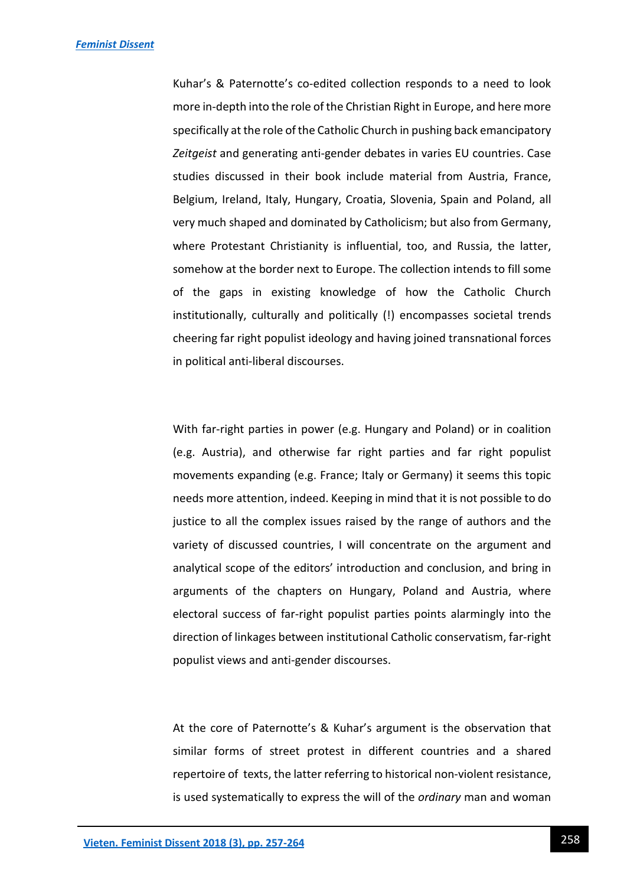Kuhar's & Paternotte's co-edited collection responds to a need to look more in-depth into the role of the Christian Right in Europe, and here more specifically at the role of the Catholic Church in pushing back emancipatory *Zeitgeist* and generating anti-gender debates in varies EU countries. Case studies discussed in their book include material from Austria, France, Belgium, Ireland, Italy, Hungary, Croatia, Slovenia, Spain and Poland, all very much shaped and dominated by Catholicism; but also from Germany, where Protestant Christianity is influential, too, and Russia, the latter, somehow at the border next to Europe. The collection intends to fill some of the gaps in existing knowledge of how the Catholic Church institutionally, culturally and politically (!) encompasses societal trends cheering far right populist ideology and having joined transnational forces in political anti-liberal discourses.

With far-right parties in power (e.g. Hungary and Poland) or in coalition (e.g. Austria), and otherwise far right parties and far right populist movements expanding (e.g. France; Italy or Germany) it seems this topic needs more attention, indeed. Keeping in mind that it is not possible to do justice to all the complex issues raised by the range of authors and the variety of discussed countries, I will concentrate on the argument and analytical scope of the editors' introduction and conclusion, and bring in arguments of the chapters on Hungary, Poland and Austria, where electoral success of far-right populist parties points alarmingly into the direction of linkages between institutional Catholic conservatism, far-right populist views and anti-gender discourses.

At the core of Paternotte's & Kuhar's argument is the observation that similar forms of street protest in different countries and a shared repertoire of texts, the latter referring to historical non-violent resistance, is used systematically to express the will of the *ordinary* man and woman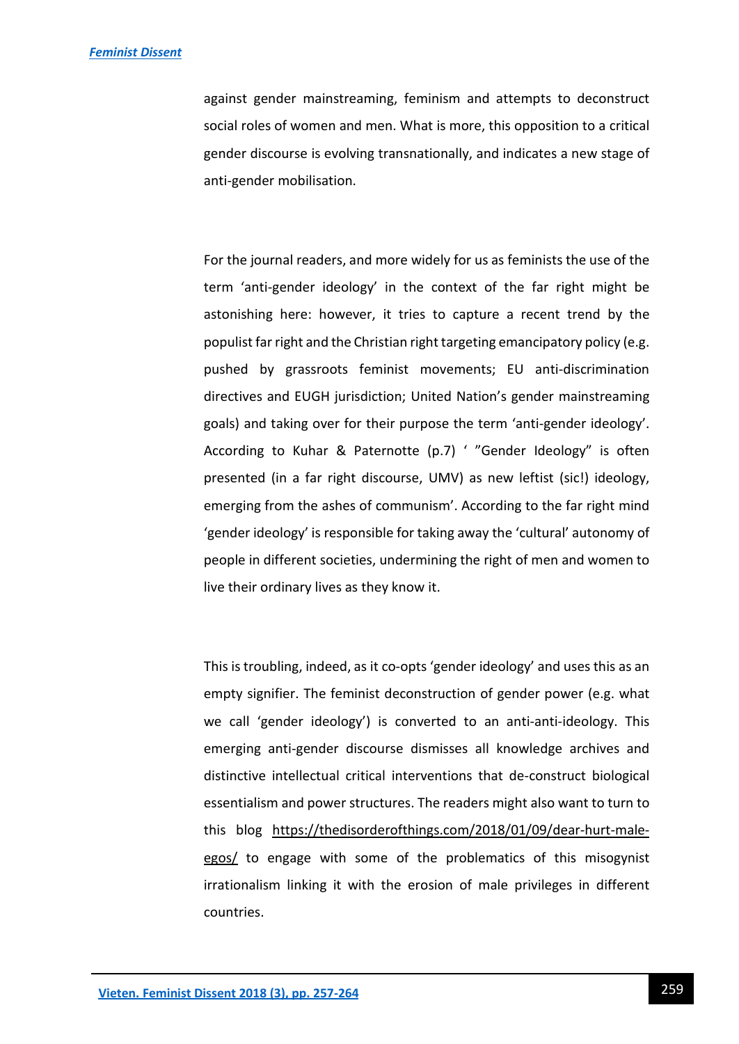against gender mainstreaming, feminism and attempts to deconstruct social roles of women and men. What is more, this opposition to a critical gender discourse is evolving transnationally, and indicates a new stage of anti-gender mobilisation.

For the journal readers, and more widely for us as feminists the use of the term 'anti-gender ideology' in the context of the far right might be astonishing here: however, it tries to capture a recent trend by the populist far right and the Christian right targeting emancipatory policy (e.g. pushed by grassroots feminist movements; EU anti-discrimination directives and EUGH jurisdiction; United Nation's gender mainstreaming goals) and taking over for their purpose the term 'anti-gender ideology'. According to Kuhar & Paternotte (p.7) ' "Gender Ideology" is often presented (in a far right discourse, UMV) as new leftist (sic!) ideology, emerging from the ashes of communism'. According to the far right mind 'gender ideology' is responsible for taking away the 'cultural' autonomy of people in different societies, undermining the right of men and women to live their ordinary lives as they know it.

This is troubling, indeed, as it co-opts 'gender ideology' and uses this as an empty signifier. The feminist deconstruction of gender power (e.g. what we call 'gender ideology') is converted to an anti-anti-ideology. This emerging anti-gender discourse dismisses all knowledge archives and distinctive intellectual critical interventions that de-construct biological essentialism and power structures. The readers might also want to turn to this blog https://thedisorderofthings.com/2018/01/09/dear-hurt-male-egos/ to engage with some of the problematics of this misogynist irrationalism linking it with the erosion of male privileges in different countries.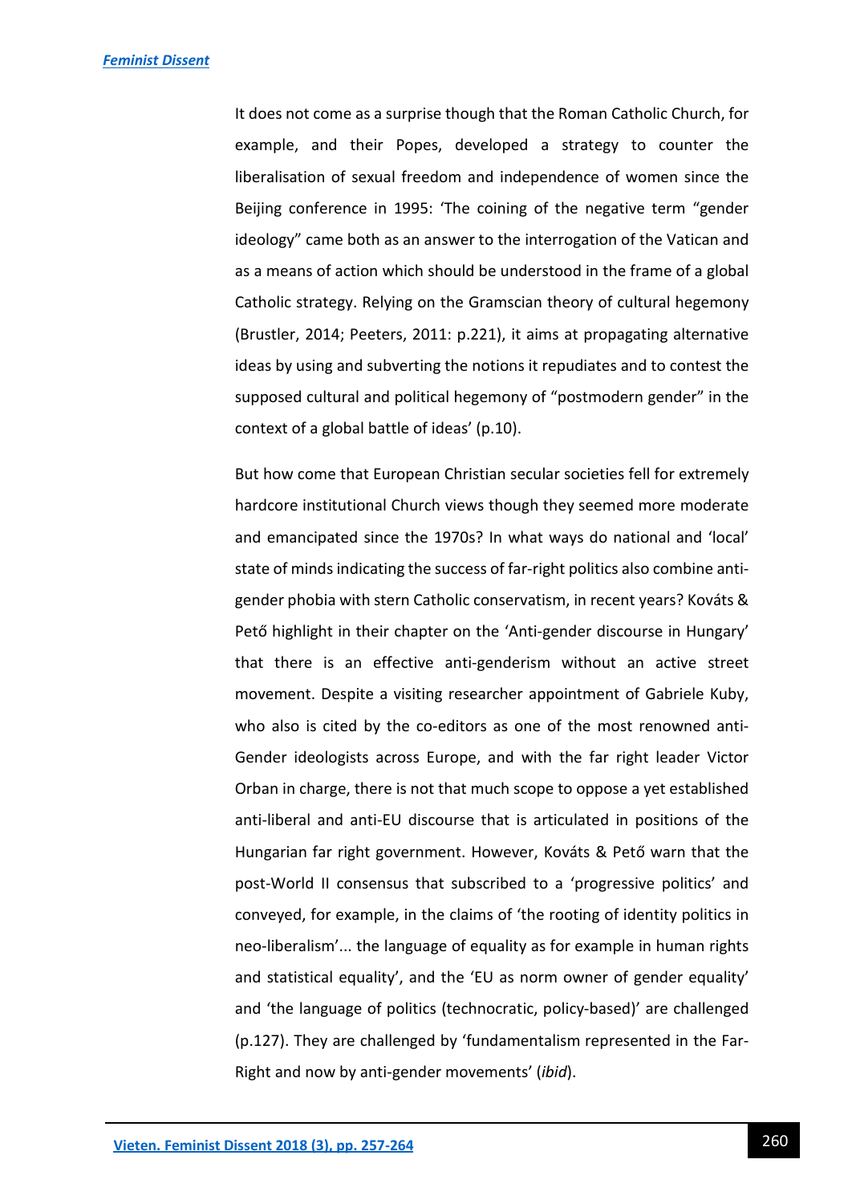It does not come as a surprise though that the Roman Catholic Church, for example, and their Popes, developed a strategy to counter the liberalisation of sexual freedom and independence of women since the Beijing conference in 1995: 'The coining of the negative term "gender ideology" came both as an answer to the interrogation of the Vatican and as a means of action which should be understood in the frame of a global Catholic strategy. Relying on the Gramscian theory of cultural hegemony (Brustler, 2014; Peeters, 2011: p.221), it aims at propagating alternative ideas by using and subverting the notions it repudiates and to contest the supposed cultural and political hegemony of "postmodern gender" in the context of a global battle of ideas' (p.10).

But how come that European Christian secular societies fell for extremely hardcore institutional Church views though they seemed more moderate and emancipated since the 1970s? In what ways do national and 'local' state of minds indicating the success of far-right politics also combine anti-gender phobia with stern Catholic conservatism, in recent years? Kováts & Pető highlight in their chapter on the 'Anti-gender discourse in Hungary' that there is an effective anti-genderism without an active street movement. Despite a visiting researcher appointment of Gabriele Kuby, who also is cited by the co-editors as one of the most renowned anti-Gender ideologists across Europe, and with the far right leader Victor Orban in charge, there is not that much scope to oppose a yet established anti-liberal and anti-EU discourse that is articulated in positions of the Hungarian far right government. However, Kováts & Pető warn that the post-World II consensus that subscribed to a 'progressive politics' and conveyed, for example, in the claims of 'the rooting of identity politics in neo-liberalism'... the language of equality as for example in human rights and statistical equality', and the 'EU as norm owner of gender equality' and 'the language of politics (technocratic, policy-based)' are challenged (p.127). They are challenged by 'fundamentalism represented in the Far-Right and now by anti-gender movements' (*ibid*).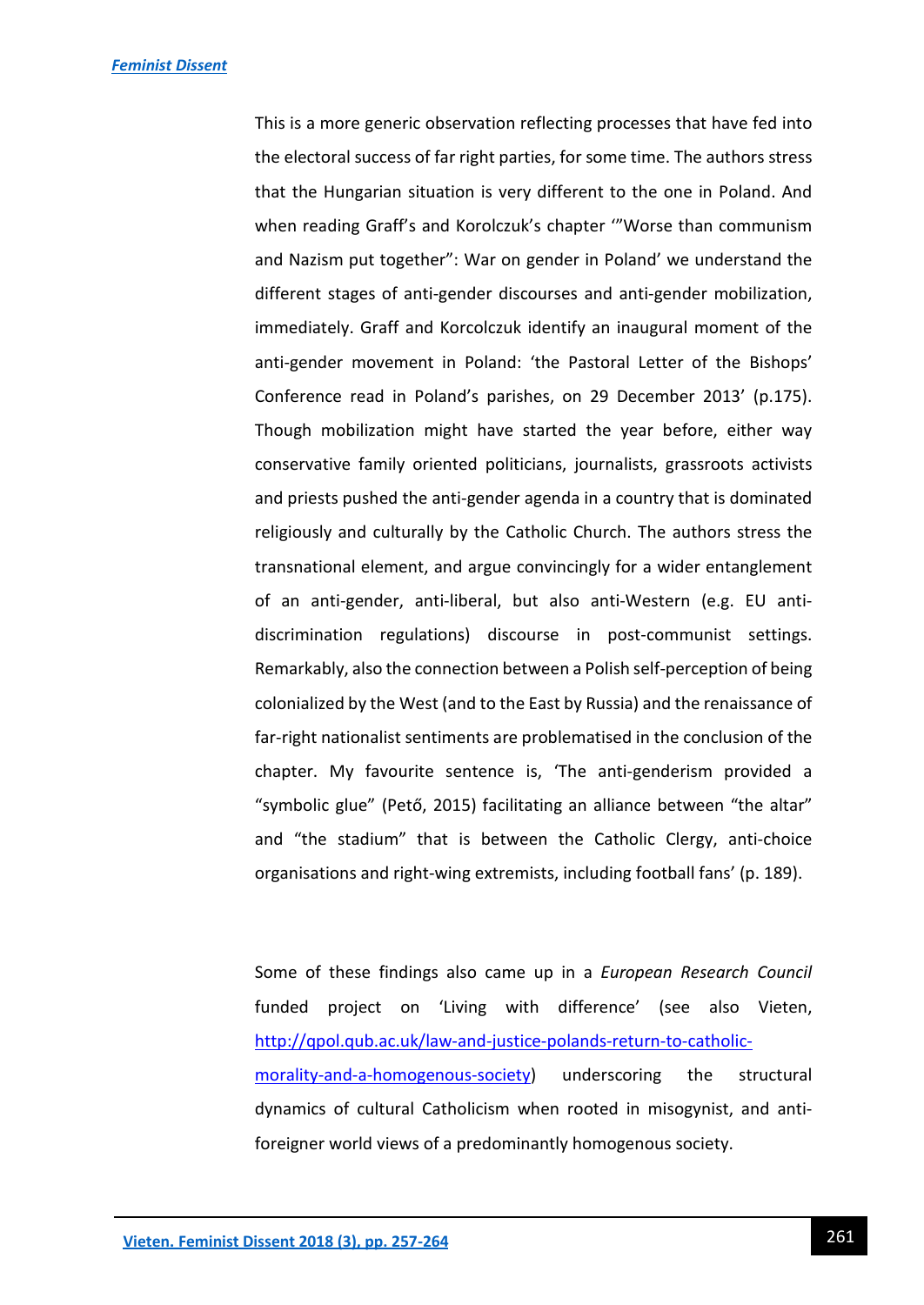This is a more generic observation reflecting processes that have fed into the electoral success of far right parties, for some time. The authors stress that the Hungarian situation is very different to the one in Poland. And when reading Graff's and Korolczuk's chapter '"Worse than communism and Nazism put together": War on gender in Poland' we understand the different stages of anti-gender discourses and anti-gender mobilization, immediately. Graff and Korcolczuk identify an inaugural moment of the anti-gender movement in Poland: 'the Pastoral Letter of the Bishops' Conference read in Poland's parishes, on 29 December 2013' (p.175). Though mobilization might have started the year before, either way conservative family oriented politicians, journalists, grassroots activists and priests pushed the anti-gender agenda in a country that is dominated religiously and culturally by the Catholic Church. The authors stress the transnational element, and argue convincingly for a wider entanglement of an anti-gender, anti-liberal, but also anti-Western (e.g. EU anti-discrimination regulations) discourse in post-communist settings. Remarkably, also the connection between a Polish self-perception of being colonialized by the West (and to the East by Russia) and the renaissance of far-right nationalist sentiments are problematised in the conclusion of the chapter. My favourite sentence is, 'The anti-genderism provided a "symbolic glue" (Pető, 2015) facilitating an alliance between "the altar" and "the stadium" that is between the Catholic Clergy, anti-choice organisations and right-wing extremists, including football fans' (p. 189).

Some of these findings also came up in a *European Research Council* funded project on 'Living with difference' (see also Vieten, [http://qpol.qub.ac.uk/law-and-justice-polands-return-to-catholic-morality-and-a-homogenous-society](http://qpol.qub.ac.uk/law-and-justice-polands-return-to-catholic-morality-and-a-homogenous-society)) underscoring the structural dynamics of cultural Catholicism when rooted in misogynist, and anti-foreigner world views of a predominantly homogenous society.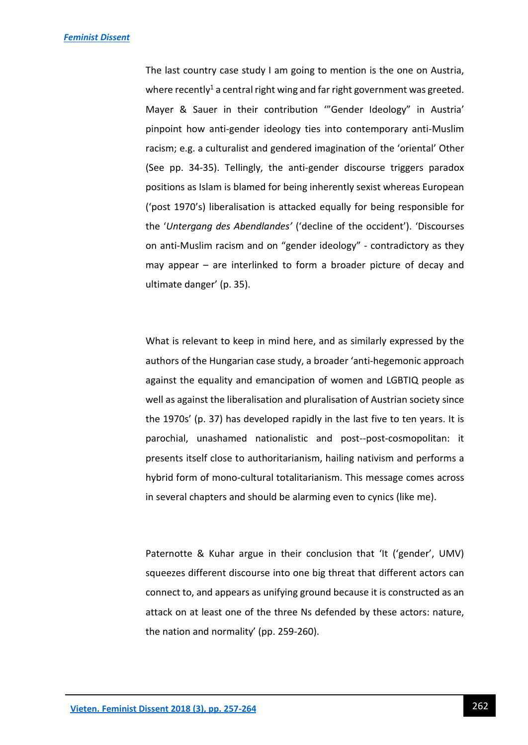The last country case study I am going to mention is the one on Austria, where recently[1] a central right wing and far right government was greeted. Mayer & Sauer in their contribution '"Gender Ideology" in Austria' pinpoint how anti-gender ideology ties into contemporary anti-Muslim racism; e.g. a culturalist and gendered imagination of the 'oriental' Other (See pp. 34-35). Tellingly, the anti-gender discourse triggers paradox positions as Islam is blamed for being inherently sexist whereas European ('post 1970's) liberalisation is attacked equally for being responsible for the '*Untergang des Abendlandes'* ('decline of the occident'). 'Discourses on anti-Muslim racism and on "gender ideology" - contradictory as they may appear – are interlinked to form a broader picture of decay and ultimate danger' (p. 35).

What is relevant to keep in mind here, and as similarly expressed by the authors of the Hungarian case study, a broader 'anti-hegemonic approach against the equality and emancipation of women and LGBTIQ people as well as against the liberalisation and pluralisation of Austrian society since the 1970s' (p. 37) has developed rapidly in the last five to ten years. It is parochial, unashamed nationalistic and post--post-cosmopolitan: it presents itself close to authoritarianism, hailing nativism and performs a hybrid form of mono-cultural totalitarianism. This message comes across in several chapters and should be alarming even to cynics (like me).

Paternotte & Kuhar argue in their conclusion that 'It ('gender', UMV) squeezes different discourse into one big threat that different actors can connect to, and appears as unifying ground because it is constructed as an attack on at least one of the three Ns defended by these actors: nature, the nation and normality' (pp. 259-260).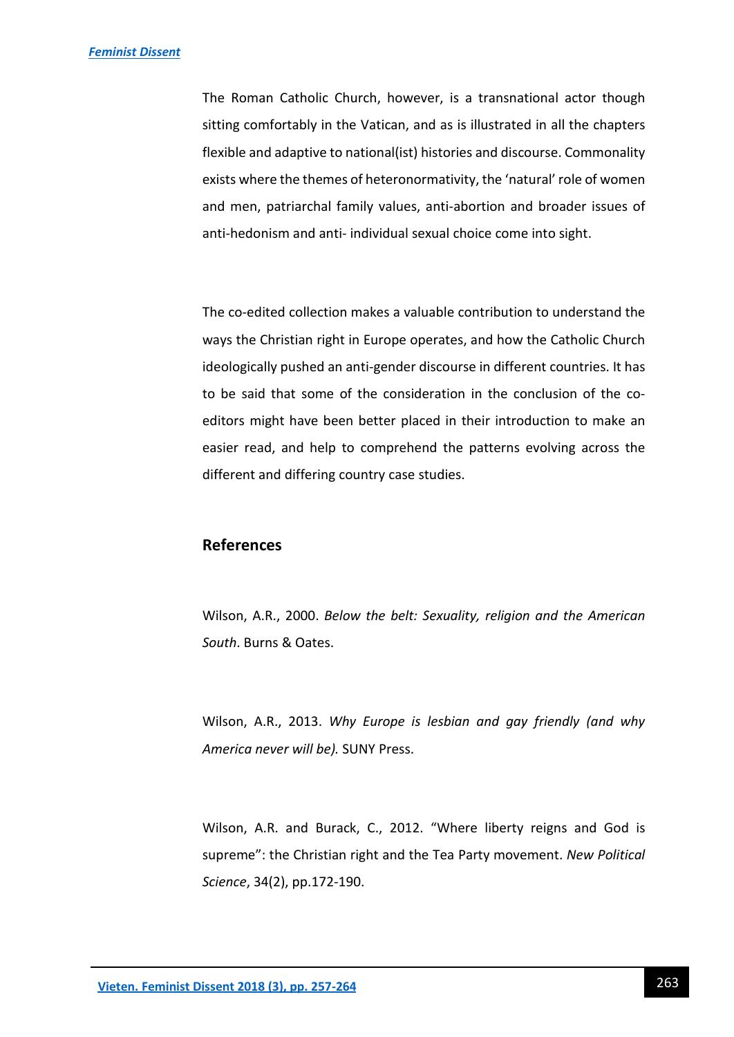The Roman Catholic Church, however, is a transnational actor though sitting comfortably in the Vatican, and as is illustrated in all the chapters flexible and adaptive to national(ist) histories and discourse. Commonality exists where the themes of heteronormativity, the 'natural' role of women and men, patriarchal family values, anti-abortion and broader issues of anti-hedonism and anti- individual sexual choice come into sight.

The co-edited collection makes a valuable contribution to understand the ways the Christian right in Europe operates, and how the Catholic Church ideologically pushed an anti-gender discourse in different countries. It has to be said that some of the consideration in the conclusion of the co-editors might have been better placed in their introduction to make an easier read, and help to comprehend the patterns evolving across the different and differing country case studies.

## References

Wilson, A.R., 2000. *Below the belt: Sexuality, religion and the American South*. Burns & Oates.

Wilson, A.R., 2013. *Why Europe is lesbian and gay friendly (and why America never will be).* SUNY Press.

Wilson, A.R. and Burack, C., 2012. "Where liberty reigns and God is supreme": the Christian right and the Tea Party movement. *New Political Science*, 34(2), pp.172-190.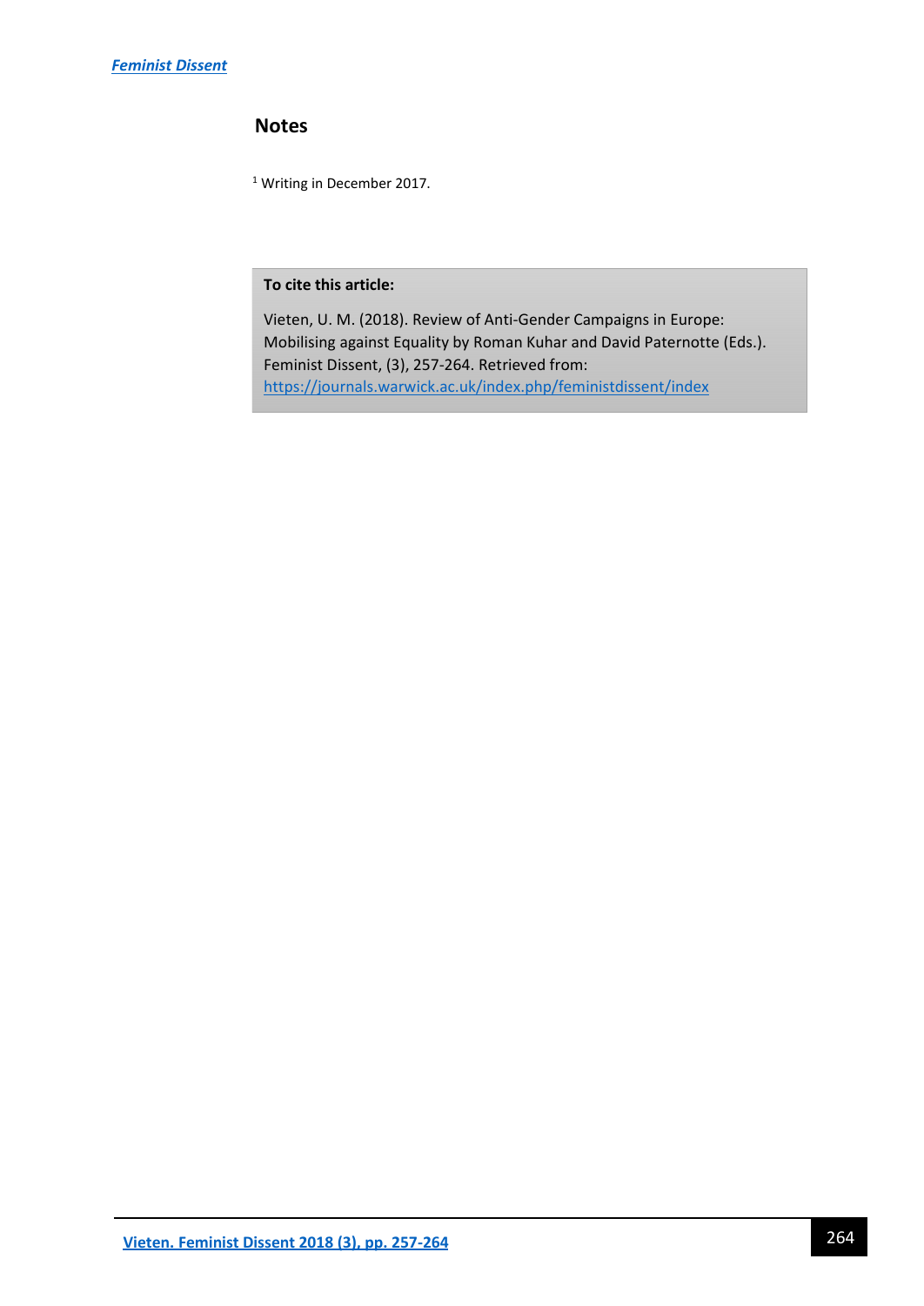## Notes

[1] Writing in December 2017.

**To cite this article:**

Vieten, U. M. (2018). Review of Anti-Gender Campaigns in Europe: Mobilising against Equality by Roman Kuhar and David Paternotte (Eds.). Feminist Dissent, (3), 257-264. Retrieved from: https://journals.warwick.ac.uk/index.php/feministdissent/index